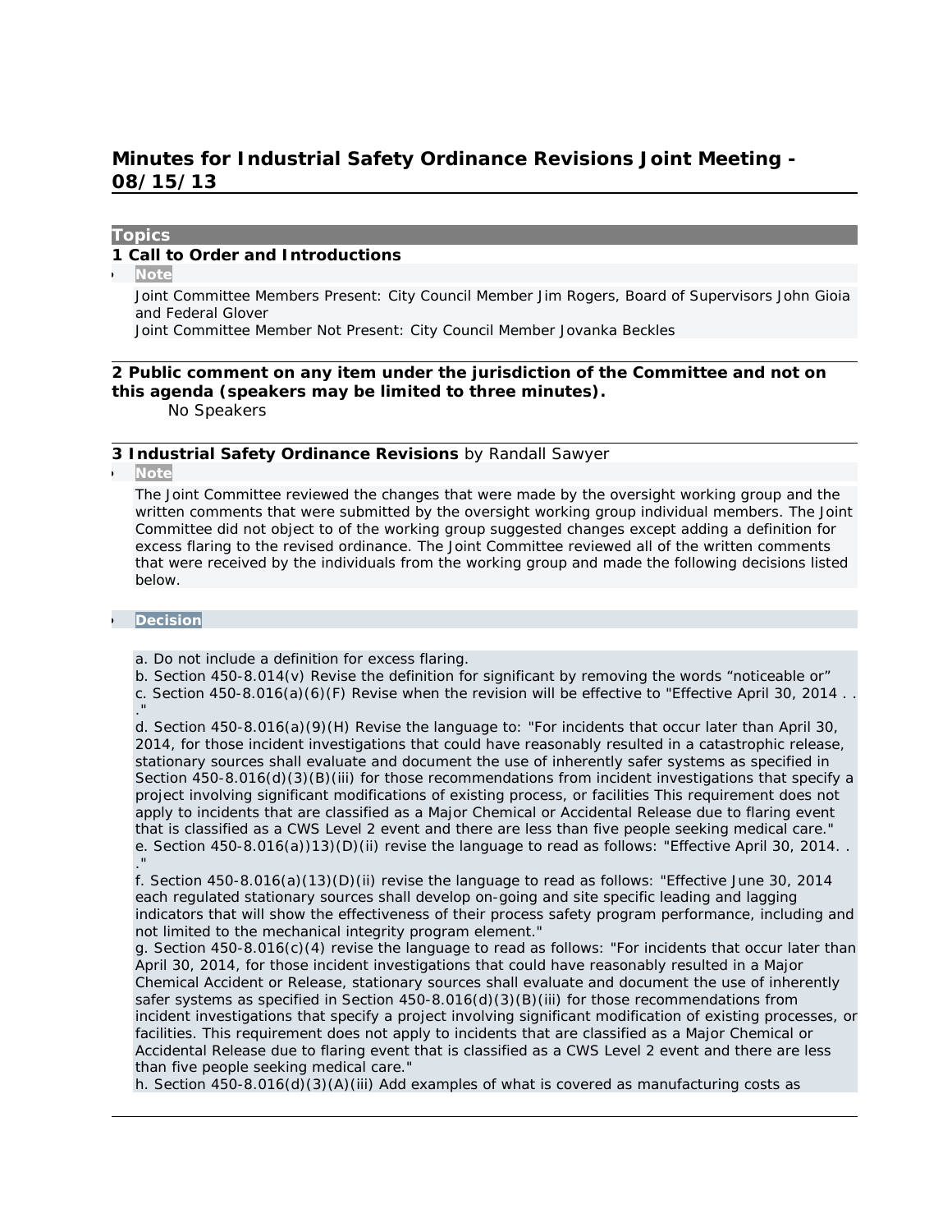# Minutes for Industrial Safety Ordinance Revisions Joint Meeting - 08/15/13

**Topics**

### 1 Call to Order and Introductions

- **Note**

Joint Committee Members Present: City Council Member Jim Rogers, Board of Supervisors John Gioia and Federal Glover
Joint Committee Member Not Present: City Council Member Jovanka Beckles

### 2 Public comment on any item under the jurisdiction of the Committee and not on this agenda (speakers may be limited to three minutes).

No Speakers

### 3 Industrial Safety Ordinance Revisions by Randall Sawyer

- **Note**

The Joint Committee reviewed the changes that were made by the oversight working group and the written comments that were submitted by the oversight working group individual members. The Joint Committee did not object to of the working group suggested changes except adding a definition for excess flaring to the revised ordinance. The Joint Committee reviewed all of the written comments that were received by the individuals from the working group and made the following decisions listed below.

- **Decision**

a. Do not include a definition for excess flaring.
b. Section 450-8.014(v) Revise the definition for significant by removing the words “noticeable or”
c. Section 450-8.016(a)(6)(F) Revise when the revision will be effective to "Effective April 30, 2014 . . ."
d. Section 450-8.016(a)(9)(H) Revise the language to: "For incidents that occur later than April 30, 2014, for those incident investigations that could have reasonably resulted in a catastrophic release, stationary sources shall evaluate and document the use of inherently safer systems as specified in Section 450-8.016(d)(3)(B)(iii) for those recommendations from incident investigations that specify a project involving significant modifications of existing process, or facilities This requirement does not apply to incidents that are classified as a Major Chemical or Accidental Release due to flaring event that is classified as a CWS Level 2 event and there are less than five people seeking medical care."
e. Section 450-8.016(a))13)(D)(ii) revise the language to read as follows: "Effective April 30, 2014. . ."
f. Section 450-8.016(a)(13)(D)(ii) revise the language to read as follows: "Effective June 30, 2014 each regulated stationary sources shall develop on-going and site specific leading and lagging indicators that will show the effectiveness of their process safety program performance, including and not limited to the mechanical integrity program element."
g. Section 450-8.016(c)(4) revise the language to read as follows: "For incidents that occur later than April 30, 2014, for those incident investigations that could have reasonably resulted in a Major Chemical Accident or Release, stationary sources shall evaluate and document the use of inherently safer systems as specified in Section 450-8.016(d)(3)(B)(iii) for those recommendations from incident investigations that specify a project involving significant modification of existing processes, or facilities. This requirement does not apply to incidents that are classified as a Major Chemical or Accidental Release due to flaring event that is classified as a CWS Level 2 event and there are less than five people seeking medical care."
h. Section 450-8.016(d)(3)(A)(iii) Add examples of what is covered as manufacturing costs as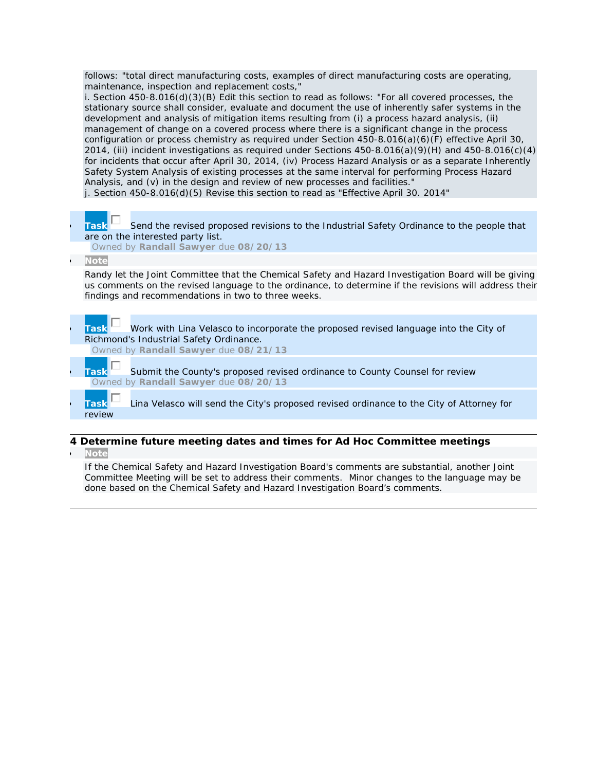follows: "total direct manufacturing costs, examples of direct manufacturing costs are operating, maintenance, inspection and replacement costs,"
i. Section 450-8.016(d)(3)(B) Edit this section to read as follows: "For all covered processes, the stationary source shall consider, evaluate and document the use of inherently safer systems in the development and analysis of mitigation items resulting from (i) a process hazard analysis, (ii) management of change on a covered process where there is a significant change in the process configuration or process chemistry as required under Section 450-8.016(a)(6)(F) effective April 30, 2014, (iii) incident investigations as required under Sections 450-8.016(a)(9)(H) and 450-8.016(c)(4) for incidents that occur after April 30, 2014, (iv) Process Hazard Analysis or as a separate Inherently Safety System Analysis of existing processes at the same interval for performing Process Hazard Analysis, and (v) in the design and review of new processes and facilities."
j. Section 450-8.016(d)(5) Revise this section to read as "Effective April 30. 2014"

- **Task** ☐ Send the revised proposed revisions to the Industrial Safety Ordinance to the people that are on the interested party list.
  Owned by **Randall Sawyer** due **08/20/13**
- **Note**
  Randy let the Joint Committee that the Chemical Safety and Hazard Investigation Board will be giving us comments on the revised language to the ordinance, to determine if the revisions will address their findings and recommendations in two to three weeks.
- **Task** ☐ Work with Lina Velasco to incorporate the proposed revised language into the City of Richmond's Industrial Safety Ordinance.
  Owned by **Randall Sawyer** due **08/21/13**
- **Task** ☐ Submit the County's proposed revised ordinance to County Counsel for review
  Owned by **Randall Sawyer** due **08/20/13**
- **Task** ☐ Lina Velasco will send the City's proposed revised ordinance to the City of Attorney for review

### 4 Determine future meeting dates and times for Ad Hoc Committee meetings

- **Note**
  If the Chemical Safety and Hazard Investigation Board's comments are substantial, another Joint Committee Meeting will be set to address their comments. Minor changes to the language may be done based on the Chemical Safety and Hazard Investigation Board’s comments.